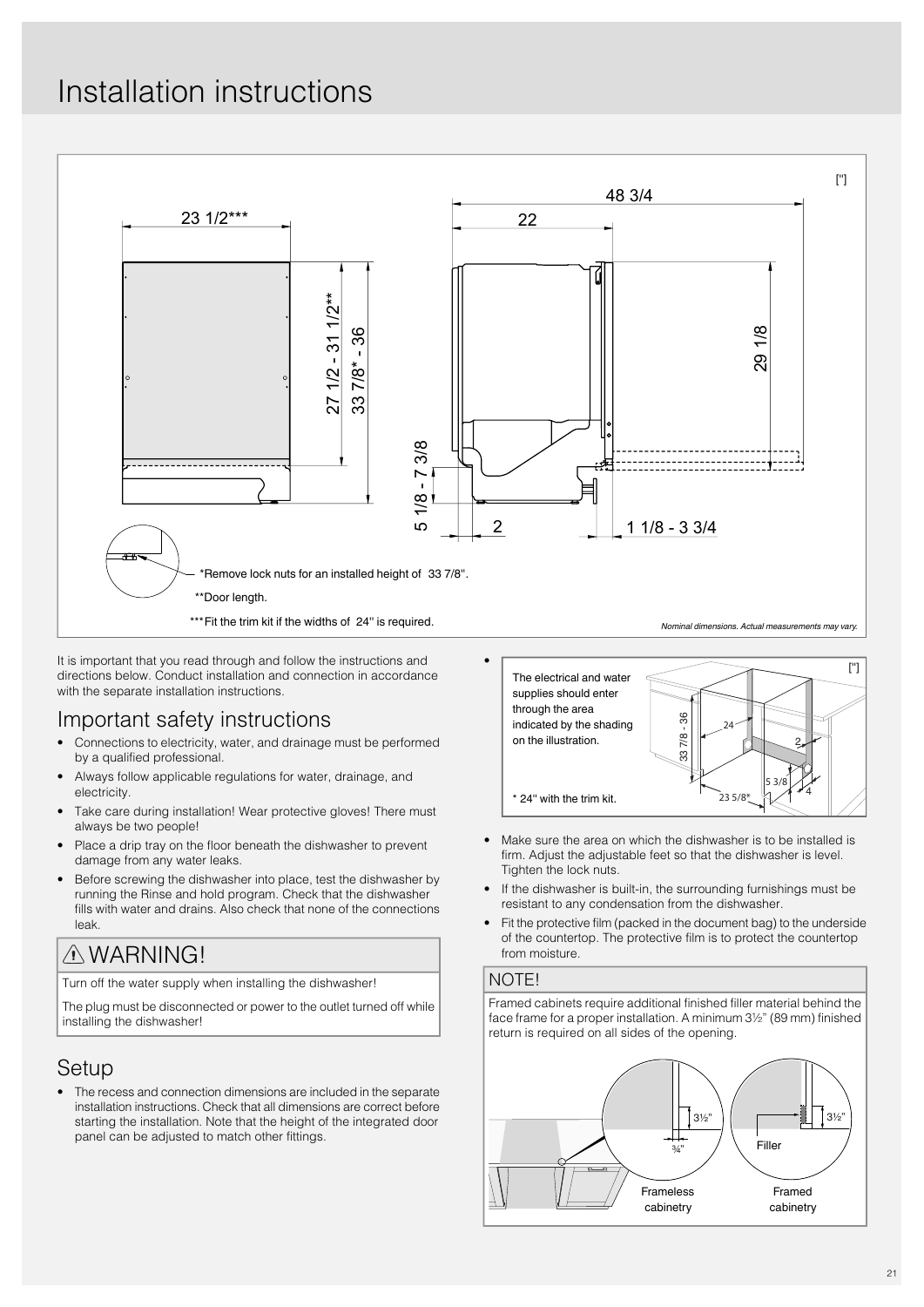# Installation instructions

[″]

23 1/2***

48 3/4

22

27 1/2 - 31 1/2**

33 7/8* - 36

29 1/8

5 1/8 - 7 3/8

2

1 1/8 - 3 3/4

*Remove lock nuts for an installed height of 33 7/8".

**Door length.

***Fit the trim kit if the widths of 24" is required.

*Nominal dimensions. Actual measurements may vary.*

It is important that you read through and follow the instructions and directions below. Conduct installation and connection in accordance with the separate installation instructions.

## Important safety instructions

- Connections to electricity, water, and drainage must be performed by a qualified professional.
- Always follow applicable regulations for water, drainage, and electricity.
- Take care during installation! Wear protective gloves! There must always be two people!
- Place a drip tray on the floor beneath the dishwasher to prevent damage from any water leaks.
- Before screwing the dishwasher into place, test the dishwasher by running the Rinse and hold program. Check that the dishwasher fills with water and drains. Also check that none of the connections leak.

## ⚠ WARNING!

Turn off the water supply when installing the dishwasher!

The plug must be disconnected or power to the outlet turned off while installing the dishwasher!

## Setup

- The recess and connection dimensions are included in the separate installation instructions. Check that all dimensions are correct before starting the installation. Note that the height of the integrated door panel can be adjusted to match other fittings.
- The electrical and water supplies should enter through the area indicated by the shading on the illustration.

  [″]

  33 7/8 - 36

  24

  2

  5 3/8

  4

  23 5/8*

  \* 24" with the trim kit.
- Make sure the area on which the dishwasher is to be installed is firm. Adjust the adjustable feet so that the dishwasher is level. Tighten the lock nuts.
- If the dishwasher is built-in, the surrounding furnishings must be resistant to any condensation from the dishwasher.
- Fit the protective film (packed in the document bag) to the underside of the countertop. The protective film is to protect the countertop from moisture.

### NOTE!

Framed cabinets require additional finished filler material behind the face frame for a proper installation. A minimum 3½" (89 mm) finished return is required on all sides of the opening.

3½"

¾"

Frameless cabinetry

3½"

Filler

Framed cabinetry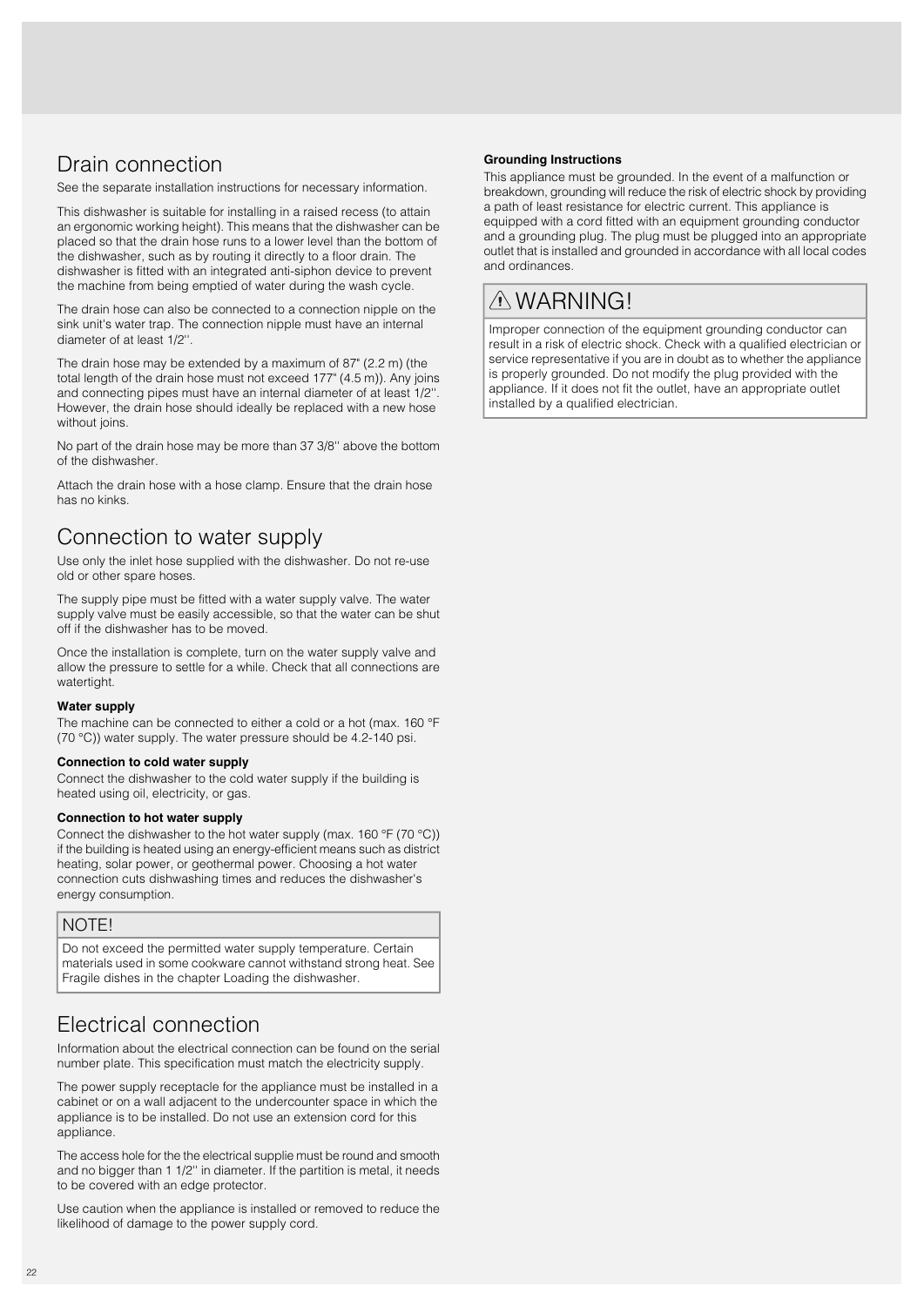## Drain connection

See the separate installation instructions for necessary information.

This dishwasher is suitable for installing in a raised recess (to attain an ergonomic working height). This means that the dishwasher can be placed so that the drain hose runs to a lower level than the bottom of the dishwasher, such as by routing it directly to a floor drain. The dishwasher is fitted with an integrated anti-siphon device to prevent the machine from being emptied of water during the wash cycle.

The drain hose can also be connected to a connection nipple on the sink unit's water trap. The connection nipple must have an internal diameter of at least 1/2''.

The drain hose may be extended by a maximum of 87" (2.2 m) (the total length of the drain hose must not exceed 177" (4.5 m)). Any joins and connecting pipes must have an internal diameter of at least 1/2''. However, the drain hose should ideally be replaced with a new hose without joins.

No part of the drain hose may be more than 37 3/8'' above the bottom of the dishwasher.

Attach the drain hose with a hose clamp. Ensure that the drain hose has no kinks.

## Connection to water supply

Use only the inlet hose supplied with the dishwasher. Do not re-use old or other spare hoses.

The supply pipe must be fitted with a water supply valve. The water supply valve must be easily accessible, so that the water can be shut off if the dishwasher has to be moved.

Once the installation is complete, turn on the water supply valve and allow the pressure to settle for a while. Check that all connections are watertight.

**Water supply**

The machine can be connected to either a cold or a hot (max. 160 °F (70 °C)) water supply. The water pressure should be 4.2-140 psi.

**Connection to cold water supply**

Connect the dishwasher to the cold water supply if the building is heated using oil, electricity, or gas.

**Connection to hot water supply**

Connect the dishwasher to the hot water supply (max. 160 °F (70 °C)) if the building is heated using an energy-efficient means such as district heating, solar power, or geothermal power. Choosing a hot water connection cuts dishwashing times and reduces the dishwasher's energy consumption.

> NOTE!
>
> Do not exceed the permitted water supply temperature. Certain materials used in some cookware cannot withstand strong heat. See Fragile dishes in the chapter Loading the dishwasher.

## Electrical connection

Information about the electrical connection can be found on the serial number plate. This specification must match the electricity supply.

The power supply receptacle for the appliance must be installed in a cabinet or on a wall adjacent to the undercounter space in which the appliance is to be installed. Do not use an extension cord for this appliance.

The access hole for the the electrical supplie must be round and smooth and no bigger than 1 1/2'' in diameter. If the partition is metal, it needs to be covered with an edge protector.

Use caution when the appliance is installed or removed to reduce the likelihood of damage to the power supply cord.

**Grounding Instructions**

This appliance must be grounded. In the event of a malfunction or breakdown, grounding will reduce the risk of electric shock by providing a path of least resistance for electric current. This appliance is equipped with a cord fitted with an equipment grounding conductor and a grounding plug. The plug must be plugged into an appropriate outlet that is installed and grounded in accordance with all local codes and ordinances.

> ⚠ WARNING!
>
> Improper connection of the equipment grounding conductor can result in a risk of electric shock. Check with a qualified electrician or service representative if you are in doubt as to whether the appliance is properly grounded. Do not modify the plug provided with the appliance. If it does not fit the outlet, have an appropriate outlet installed by a qualified electrician.